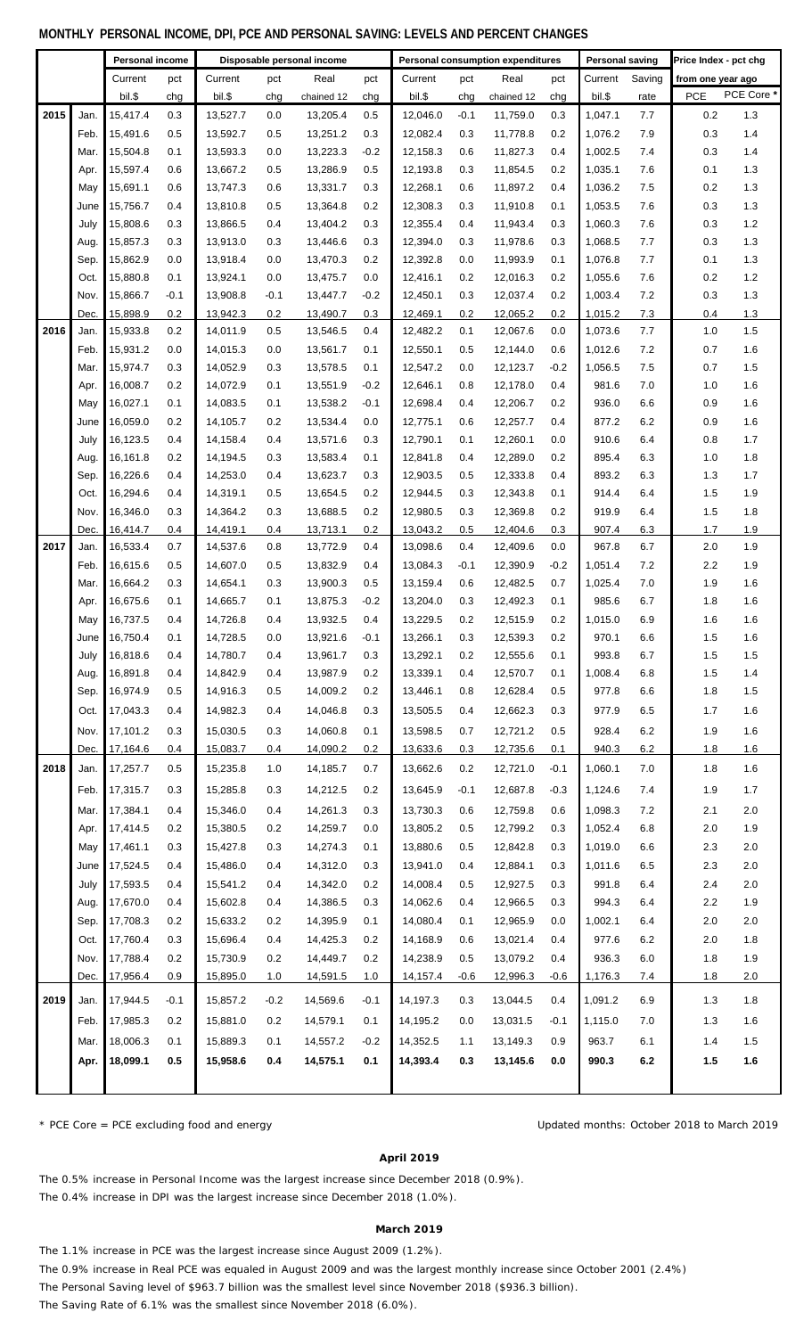# MONTHLY PERSONAL INCOME, DPI, PCE AND PERSONAL SAVING: LEVELS AND PERCENT CHANGES

| | | Personal income | | Disposable personal income | | | | Personal consumption expenditures | | | | Personal saving | | Price Index - pct chg | |
|---|---|---|---|---|---|---|---|---|---|---|---|---|---|---|---|
| | | Current | pct | Current | pct | Real | pct | Current | pct | Real | pct | Current | Saving | from one year ago | |
| | | bil.$ | chg | bil.$ | chg | chained 12 | chg | bil.$ | chg | chained 12 | chg | bil.$ | rate | PCE | PCE Core * |
| 2015 | Jan. | 15,417.4 | 0.3 | 13,527.7 | 0.0 | 13,205.4 | 0.5 | 12,046.0 | -0.1 | 11,759.0 | 0.3 | 1,047.1 | 7.7 | 0.2 | 1.3 |
| | Feb. | 15,491.6 | 0.5 | 13,592.7 | 0.5 | 13,251.2 | 0.3 | 12,082.4 | 0.3 | 11,778.8 | 0.2 | 1,076.2 | 7.9 | 0.3 | 1.4 |
| | Mar. | 15,504.8 | 0.1 | 13,593.3 | 0.0 | 13,223.3 | -0.2 | 12,158.3 | 0.6 | 11,827.3 | 0.4 | 1,002.5 | 7.4 | 0.3 | 1.4 |
| | Apr. | 15,597.4 | 0.6 | 13,667.2 | 0.5 | 13,286.9 | 0.5 | 12,193.8 | 0.3 | 11,854.5 | 0.2 | 1,035.1 | 7.6 | 0.1 | 1.3 |
| | May | 15,691.1 | 0.6 | 13,747.3 | 0.6 | 13,331.7 | 0.3 | 12,268.1 | 0.6 | 11,897.2 | 0.4 | 1,036.2 | 7.5 | 0.2 | 1.3 |
| | June | 15,756.7 | 0.4 | 13,810.8 | 0.5 | 13,364.8 | 0.2 | 12,308.3 | 0.3 | 11,910.8 | 0.1 | 1,053.5 | 7.6 | 0.3 | 1.3 |
| | July | 15,808.6 | 0.3 | 13,866.5 | 0.4 | 13,404.2 | 0.3 | 12,355.4 | 0.4 | 11,943.4 | 0.3 | 1,060.3 | 7.6 | 0.3 | 1.2 |
| | Aug. | 15,857.3 | 0.3 | 13,913.0 | 0.3 | 13,446.6 | 0.3 | 12,394.0 | 0.3 | 11,978.6 | 0.3 | 1,068.5 | 7.7 | 0.3 | 1.3 |
| | Sep. | 15,862.9 | 0.0 | 13,918.4 | 0.0 | 13,470.3 | 0.2 | 12,392.8 | 0.0 | 11,993.9 | 0.1 | 1,076.8 | 7.7 | 0.1 | 1.3 |
| | Oct. | 15,880.8 | 0.1 | 13,924.1 | 0.0 | 13,475.7 | 0.0 | 12,416.1 | 0.2 | 12,016.3 | 0.2 | 1,055.6 | 7.6 | 0.2 | 1.2 |
| | Nov. | 15,866.7 | -0.1 | 13,908.8 | -0.1 | 13,447.7 | -0.2 | 12,450.1 | 0.3 | 12,037.4 | 0.2 | 1,003.4 | 7.2 | 0.3 | 1.3 |
| | Dec. | 15,898.9 | 0.2 | 13,942.3 | 0.2 | 13,490.7 | 0.3 | 12,469.1 | 0.2 | 12,065.2 | 0.2 | 1,015.2 | 7.3 | 0.4 | 1.3 |
| 2016 | Jan. | 15,933.8 | 0.2 | 14,011.9 | 0.5 | 13,546.5 | 0.4 | 12,482.2 | 0.1 | 12,067.6 | 0.0 | 1,073.6 | 7.7 | 1.0 | 1.5 |
| | Feb. | 15,931.2 | 0.0 | 14,015.3 | 0.0 | 13,561.7 | 0.1 | 12,550.1 | 0.5 | 12,144.0 | 0.6 | 1,012.6 | 7.2 | 0.7 | 1.6 |
| | Mar. | 15,974.7 | 0.3 | 14,052.9 | 0.3 | 13,578.5 | 0.1 | 12,547.2 | 0.0 | 12,123.7 | -0.2 | 1,056.5 | 7.5 | 0.7 | 1.5 |
| | Apr. | 16,008.7 | 0.2 | 14,072.9 | 0.1 | 13,551.9 | -0.2 | 12,646.1 | 0.8 | 12,178.0 | 0.4 | 981.6 | 7.0 | 1.0 | 1.6 |
| | May | 16,027.1 | 0.1 | 14,083.5 | 0.1 | 13,538.2 | -0.1 | 12,698.4 | 0.4 | 12,206.7 | 0.2 | 936.0 | 6.6 | 0.9 | 1.6 |
| | June | 16,059.0 | 0.2 | 14,105.7 | 0.2 | 13,534.4 | 0.0 | 12,775.1 | 0.6 | 12,257.7 | 0.4 | 877.2 | 6.2 | 0.9 | 1.6 |
| | July | 16,123.5 | 0.4 | 14,158.4 | 0.4 | 13,571.6 | 0.3 | 12,790.1 | 0.1 | 12,260.1 | 0.0 | 910.6 | 6.4 | 0.8 | 1.7 |
| | Aug. | 16,161.8 | 0.2 | 14,194.5 | 0.3 | 13,583.4 | 0.1 | 12,841.8 | 0.4 | 12,289.0 | 0.2 | 895.4 | 6.3 | 1.0 | 1.8 |
| | Sep. | 16,226.6 | 0.4 | 14,253.0 | 0.4 | 13,623.7 | 0.3 | 12,903.5 | 0.5 | 12,333.8 | 0.4 | 893.2 | 6.3 | 1.3 | 1.7 |
| | Oct. | 16,294.6 | 0.4 | 14,319.1 | 0.5 | 13,654.5 | 0.2 | 12,944.5 | 0.3 | 12,343.8 | 0.1 | 914.4 | 6.4 | 1.5 | 1.9 |
| | Nov. | 16,346.0 | 0.3 | 14,364.2 | 0.3 | 13,688.5 | 0.2 | 12,980.5 | 0.3 | 12,369.8 | 0.2 | 919.9 | 6.4 | 1.5 | 1.8 |
| | Dec. | 16,414.7 | 0.4 | 14,419.1 | 0.4 | 13,713.1 | 0.2 | 13,043.2 | 0.5 | 12,404.6 | 0.3 | 907.4 | 6.3 | 1.7 | 1.9 |
| 2017 | Jan. | 16,533.4 | 0.7 | 14,537.6 | 0.8 | 13,772.9 | 0.4 | 13,098.6 | 0.4 | 12,409.6 | 0.0 | 967.8 | 6.7 | 2.0 | 1.9 |
| | Feb. | 16,615.6 | 0.5 | 14,607.0 | 0.5 | 13,832.9 | 0.4 | 13,084.3 | -0.1 | 12,390.9 | -0.2 | 1,051.4 | 7.2 | 2.2 | 1.9 |
| | Mar. | 16,664.2 | 0.3 | 14,654.1 | 0.3 | 13,900.3 | 0.5 | 13,159.4 | 0.6 | 12,482.5 | 0.7 | 1,025.4 | 7.0 | 1.9 | 1.6 |
| | Apr. | 16,675.6 | 0.1 | 14,665.7 | 0.1 | 13,875.3 | -0.2 | 13,204.0 | 0.3 | 12,492.3 | 0.1 | 985.6 | 6.7 | 1.8 | 1.6 |
| | May | 16,737.5 | 0.4 | 14,726.8 | 0.4 | 13,932.5 | 0.4 | 13,229.5 | 0.2 | 12,515.9 | 0.2 | 1,015.0 | 6.9 | 1.6 | 1.6 |
| | June | 16,750.4 | 0.1 | 14,728.5 | 0.0 | 13,921.6 | -0.1 | 13,266.1 | 0.3 | 12,539.3 | 0.2 | 970.1 | 6.6 | 1.5 | 1.6 |
| | July | 16,818.6 | 0.4 | 14,780.7 | 0.4 | 13,961.7 | 0.3 | 13,292.1 | 0.2 | 12,555.6 | 0.1 | 993.8 | 6.7 | 1.5 | 1.5 |
| | Aug. | 16,891.8 | 0.4 | 14,842.9 | 0.4 | 13,987.9 | 0.2 | 13,339.1 | 0.4 | 12,570.7 | 0.1 | 1,008.4 | 6.8 | 1.5 | 1.4 |
| | Sep. | 16,974.9 | 0.5 | 14,916.3 | 0.5 | 14,009.2 | 0.2 | 13,446.1 | 0.8 | 12,628.4 | 0.5 | 977.8 | 6.6 | 1.8 | 1.5 |
| | Oct. | 17,043.3 | 0.4 | 14,982.3 | 0.4 | 14,046.8 | 0.3 | 13,505.5 | 0.4 | 12,662.3 | 0.3 | 977.9 | 6.5 | 1.7 | 1.6 |
| | Nov. | 17,101.2 | 0.3 | 15,030.5 | 0.3 | 14,060.8 | 0.1 | 13,598.5 | 0.7 | 12,721.2 | 0.5 | 928.4 | 6.2 | 1.9 | 1.6 |
| | Dec. | 17,164.6 | 0.4 | 15,083.7 | 0.4 | 14,090.2 | 0.2 | 13,633.6 | 0.3 | 12,735.6 | 0.1 | 940.3 | 6.2 | 1.8 | 1.6 |
| 2018 | Jan. | 17,257.7 | 0.5 | 15,235.8 | 1.0 | 14,185.7 | 0.7 | 13,662.6 | 0.2 | 12,721.0 | -0.1 | 1,060.1 | 7.0 | 1.8 | 1.6 |
| | Feb. | 17,315.7 | 0.3 | 15,285.8 | 0.3 | 14,212.5 | 0.2 | 13,645.9 | -0.1 | 12,687.8 | -0.3 | 1,124.6 | 7.4 | 1.9 | 1.7 |
| | Mar. | 17,384.1 | 0.4 | 15,346.0 | 0.4 | 14,261.3 | 0.3 | 13,730.3 | 0.6 | 12,759.8 | 0.6 | 1,098.3 | 7.2 | 2.1 | 2.0 |
| | Apr. | 17,414.5 | 0.2 | 15,380.5 | 0.2 | 14,259.7 | 0.0 | 13,805.2 | 0.5 | 12,799.2 | 0.3 | 1,052.4 | 6.8 | 2.0 | 1.9 |
| | May | 17,461.1 | 0.3 | 15,427.8 | 0.3 | 14,274.3 | 0.1 | 13,880.6 | 0.5 | 12,842.8 | 0.3 | 1,019.0 | 6.6 | 2.3 | 2.0 |
| | June | 17,524.5 | 0.4 | 15,486.0 | 0.4 | 14,312.0 | 0.3 | 13,941.0 | 0.4 | 12,884.1 | 0.3 | 1,011.6 | 6.5 | 2.3 | 2.0 |
| | July | 17,593.5 | 0.4 | 15,541.2 | 0.4 | 14,342.0 | 0.2 | 14,008.4 | 0.5 | 12,927.5 | 0.3 | 991.8 | 6.4 | 2.4 | 2.0 |
| | Aug. | 17,670.0 | 0.4 | 15,602.8 | 0.4 | 14,386.5 | 0.3 | 14,062.6 | 0.4 | 12,966.5 | 0.3 | 994.3 | 6.4 | 2.2 | 1.9 |
| | Sep. | 17,708.3 | 0.2 | 15,633.2 | 0.2 | 14,395.9 | 0.1 | 14,080.4 | 0.1 | 12,965.9 | 0.0 | 1,002.1 | 6.4 | 2.0 | 2.0 |
| | Oct. | 17,760.4 | 0.3 | 15,696.4 | 0.4 | 14,425.3 | 0.2 | 14,168.9 | 0.6 | 13,021.4 | 0.4 | 977.6 | 6.2 | 2.0 | 1.8 |
| | Nov. | 17,788.4 | 0.2 | 15,730.9 | 0.2 | 14,449.7 | 0.2 | 14,238.9 | 0.5 | 13,079.2 | 0.4 | 936.3 | 6.0 | 1.8 | 1.9 |
| | Dec. | 17,956.4 | 0.9 | 15,895.0 | 1.0 | 14,591.5 | 1.0 | 14,157.4 | -0.6 | 12,996.3 | -0.6 | 1,176.3 | 7.4 | 1.8 | 2.0 |
| 2019 | Jan. | 17,944.5 | -0.1 | 15,857.2 | -0.2 | 14,569.6 | -0.1 | 14,197.3 | 0.3 | 13,044.5 | 0.4 | 1,091.2 | 6.9 | 1.3 | 1.8 |
| | Feb. | 17,985.3 | 0.2 | 15,881.0 | 0.2 | 14,579.1 | 0.1 | 14,195.2 | 0.0 | 13,031.5 | -0.1 | 1,115.0 | 7.0 | 1.3 | 1.6 |
| | Mar. | 18,006.3 | 0.1 | 15,889.3 | 0.1 | 14,557.2 | -0.2 | 14,352.5 | 1.1 | 13,149.3 | 0.9 | 963.7 | 6.1 | 1.4 | 1.5 |
| | **Apr.** | **18,099.1** | **0.5** | **15,958.6** | **0.4** | **14,575.1** | **0.1** | **14,393.4** | **0.3** | **13,145.6** | **0.0** | **990.3** | **6.2** | **1.5** | **1.6** |

* PCE Core = PCE excluding food and energy

Updated months: October 2018 to March 2019

**April 2019**

The 0.5% increase in Personal Income was the largest increase since December 2018 (0.9%).
The 0.4% increase in DPI was the largest increase since December 2018 (1.0%).

**March 2019**

The 1.1% increase in PCE was the largest increase since August 2009 (1.2%).
The 0.9% increase in Real PCE was equaled in August 2009 and was the largest monthly increase since October 2001 (2.4%)
The Personal Saving level of $963.7 billion was the smallest level since November 2018 ($936.3 billion).
The Saving Rate of 6.1% was the smallest since November 2018 (6.0%).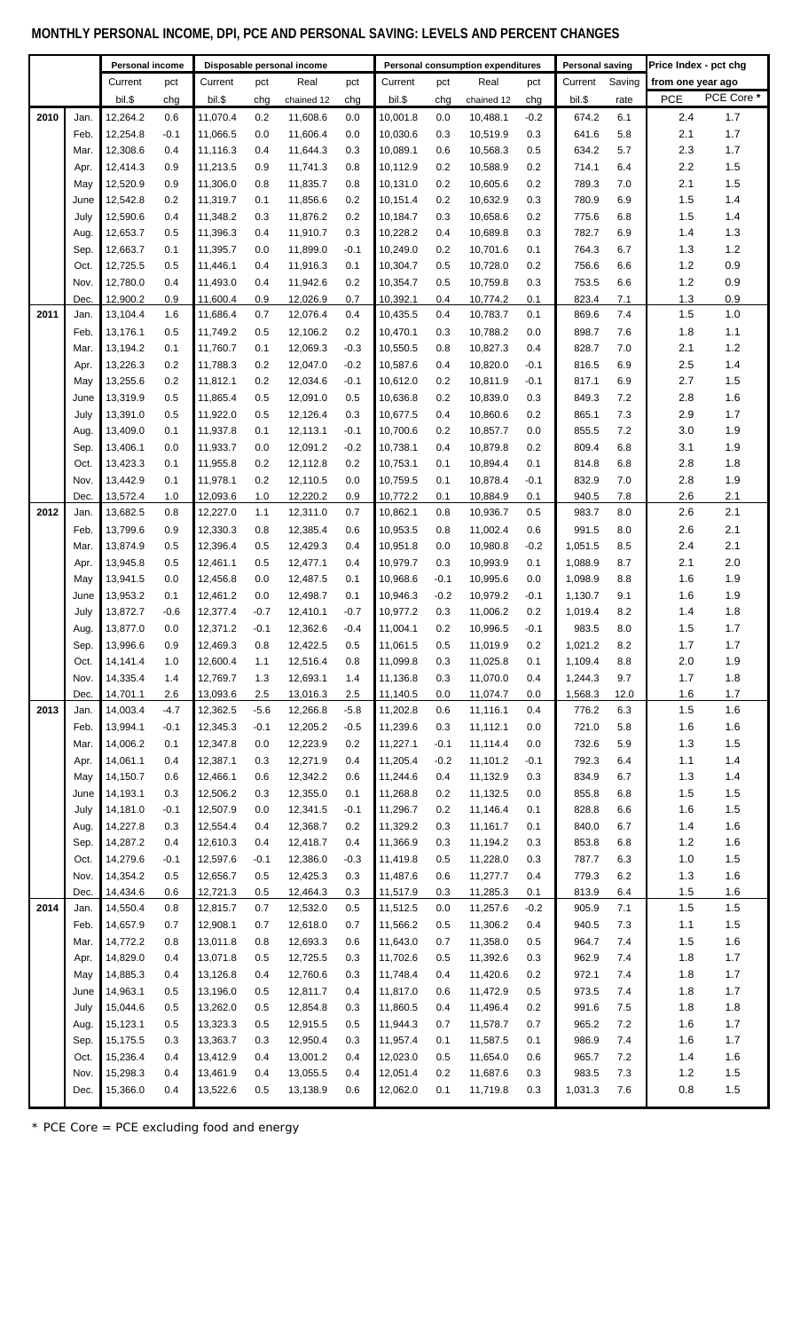## MONTHLY PERSONAL INCOME, DPI, PCE AND PERSONAL SAVING: LEVELS AND PERCENT CHANGES

| | | Personal income | | Disposable personal income | | | | Personal consumption expenditures | | | | Personal saving | | Price Index - pct chg | |
|---|---|---|---|---|---|---|---|---|---|---|---|---|---|---|---|
| | | Current | pct | Current | pct | Real | pct | Current | pct | Real | pct | Current | Saving | from one year ago | |
| | | bil.$ | chg | bil.$ | chg | chained 12 | chg | bil.$ | chg | chained 12 | chg | bil.$ | rate | PCE | PCE Core * |
| 2010 | Jan. | 12,264.2 | 0.6 | 11,070.4 | 0.2 | 11,608.6 | 0.0 | 10,001.8 | 0.0 | 10,488.1 | -0.2 | 674.2 | 6.1 | 2.4 | 1.7 |
| | Feb. | 12,254.8 | -0.1 | 11,066.5 | 0.0 | 11,606.4 | 0.0 | 10,030.6 | 0.3 | 10,519.9 | 0.3 | 641.6 | 5.8 | 2.1 | 1.7 |
| | Mar. | 12,308.6 | 0.4 | 11,116.3 | 0.4 | 11,644.3 | 0.3 | 10,089.1 | 0.6 | 10,568.3 | 0.5 | 634.2 | 5.7 | 2.3 | 1.7 |
| | Apr. | 12,414.3 | 0.9 | 11,213.5 | 0.9 | 11,741.3 | 0.8 | 10,112.9 | 0.2 | 10,588.9 | 0.2 | 714.1 | 6.4 | 2.2 | 1.5 |
| | May | 12,520.9 | 0.9 | 11,306.0 | 0.8 | 11,835.7 | 0.8 | 10,131.0 | 0.2 | 10,605.6 | 0.2 | 789.3 | 7.0 | 2.1 | 1.5 |
| | June | 12,542.8 | 0.2 | 11,319.7 | 0.1 | 11,856.6 | 0.2 | 10,151.4 | 0.2 | 10,632.9 | 0.3 | 780.9 | 6.9 | 1.5 | 1.4 |
| | July | 12,590.6 | 0.4 | 11,348.2 | 0.3 | 11,876.2 | 0.2 | 10,184.7 | 0.3 | 10,658.6 | 0.2 | 775.6 | 6.8 | 1.5 | 1.4 |
| | Aug. | 12,653.7 | 0.5 | 11,396.3 | 0.4 | 11,910.7 | 0.3 | 10,228.2 | 0.4 | 10,689.8 | 0.3 | 782.7 | 6.9 | 1.4 | 1.3 |
| | Sep. | 12,663.7 | 0.1 | 11,395.7 | 0.0 | 11,899.0 | -0.1 | 10,249.0 | 0.2 | 10,701.6 | 0.1 | 764.3 | 6.7 | 1.3 | 1.2 |
| | Oct. | 12,725.5 | 0.5 | 11,446.1 | 0.4 | 11,916.3 | 0.1 | 10,304.7 | 0.5 | 10,728.0 | 0.2 | 756.6 | 6.6 | 1.2 | 0.9 |
| | Nov. | 12,780.0 | 0.4 | 11,493.0 | 0.4 | 11,942.6 | 0.2 | 10,354.7 | 0.5 | 10,759.8 | 0.3 | 753.5 | 6.6 | 1.2 | 0.9 |
| | Dec. | 12,900.2 | 0.9 | 11,600.4 | 0.9 | 12,026.9 | 0.7 | 10,392.1 | 0.4 | 10,774.2 | 0.1 | 823.4 | 7.1 | 1.3 | 0.9 |
| 2011 | Jan. | 13,104.4 | 1.6 | 11,686.4 | 0.7 | 12,076.4 | 0.4 | 10,435.5 | 0.4 | 10,783.7 | 0.1 | 869.6 | 7.4 | 1.5 | 1.0 |
| | Feb. | 13,176.1 | 0.5 | 11,749.2 | 0.5 | 12,106.2 | 0.2 | 10,470.1 | 0.3 | 10,788.2 | 0.0 | 898.7 | 7.6 | 1.8 | 1.1 |
| | Mar. | 13,194.2 | 0.1 | 11,760.7 | 0.1 | 12,069.3 | -0.3 | 10,550.5 | 0.8 | 10,827.3 | 0.4 | 828.7 | 7.0 | 2.1 | 1.2 |
| | Apr. | 13,226.3 | 0.2 | 11,788.3 | 0.2 | 12,047.0 | -0.2 | 10,587.6 | 0.4 | 10,820.0 | -0.1 | 816.5 | 6.9 | 2.5 | 1.4 |
| | May | 13,255.6 | 0.2 | 11,812.1 | 0.2 | 12,034.6 | -0.1 | 10,612.0 | 0.2 | 10,811.9 | -0.1 | 817.1 | 6.9 | 2.7 | 1.5 |
| | June | 13,319.9 | 0.5 | 11,865.4 | 0.5 | 12,091.0 | 0.5 | 10,636.8 | 0.2 | 10,839.0 | 0.3 | 849.3 | 7.2 | 2.8 | 1.6 |
| | July | 13,391.0 | 0.5 | 11,922.0 | 0.5 | 12,126.4 | 0.3 | 10,677.5 | 0.4 | 10,860.6 | 0.2 | 865.1 | 7.3 | 2.9 | 1.7 |
| | Aug. | 13,409.0 | 0.1 | 11,937.8 | 0.1 | 12,113.1 | -0.1 | 10,700.6 | 0.2 | 10,857.7 | 0.0 | 855.5 | 7.2 | 3.0 | 1.9 |
| | Sep. | 13,406.1 | 0.0 | 11,933.7 | 0.0 | 12,091.2 | -0.2 | 10,738.1 | 0.4 | 10,879.8 | 0.2 | 809.4 | 6.8 | 3.1 | 1.9 |
| | Oct. | 13,423.3 | 0.1 | 11,955.8 | 0.2 | 12,112.8 | 0.2 | 10,753.1 | 0.1 | 10,894.4 | 0.1 | 814.8 | 6.8 | 2.8 | 1.8 |
| | Nov. | 13,442.9 | 0.1 | 11,978.1 | 0.2 | 12,110.5 | 0.0 | 10,759.5 | 0.1 | 10,878.4 | -0.1 | 832.9 | 7.0 | 2.8 | 1.9 |
| | Dec. | 13,572.4 | 1.0 | 12,093.6 | 1.0 | 12,220.2 | 0.9 | 10,772.2 | 0.1 | 10,884.9 | 0.1 | 940.5 | 7.8 | 2.6 | 2.1 |
| 2012 | Jan. | 13,682.5 | 0.8 | 12,227.0 | 1.1 | 12,311.0 | 0.7 | 10,862.1 | 0.8 | 10,936.7 | 0.5 | 983.7 | 8.0 | 2.6 | 2.1 |
| | Feb. | 13,799.6 | 0.9 | 12,330.3 | 0.8 | 12,385.4 | 0.6 | 10,953.5 | 0.8 | 11,002.4 | 0.6 | 991.5 | 8.0 | 2.6 | 2.1 |
| | Mar. | 13,874.9 | 0.5 | 12,396.4 | 0.5 | 12,429.3 | 0.4 | 10,951.8 | 0.0 | 10,980.8 | -0.2 | 1,051.5 | 8.5 | 2.4 | 2.1 |
| | Apr. | 13,945.8 | 0.5 | 12,461.1 | 0.5 | 12,477.1 | 0.4 | 10,979.7 | 0.3 | 10,993.9 | 0.1 | 1,088.9 | 8.7 | 2.1 | 2.0 |
| | May | 13,941.5 | 0.0 | 12,456.8 | 0.0 | 12,487.5 | 0.1 | 10,968.6 | -0.1 | 10,995.6 | 0.0 | 1,098.9 | 8.8 | 1.6 | 1.9 |
| | June | 13,953.2 | 0.1 | 12,461.2 | 0.0 | 12,498.7 | 0.1 | 10,946.3 | -0.2 | 10,979.2 | -0.1 | 1,130.7 | 9.1 | 1.6 | 1.9 |
| | July | 13,872.7 | -0.6 | 12,377.4 | -0.7 | 12,410.1 | -0.7 | 10,977.2 | 0.3 | 11,006.2 | 0.2 | 1,019.4 | 8.2 | 1.4 | 1.8 |
| | Aug. | 13,877.0 | 0.0 | 12,371.2 | -0.1 | 12,362.6 | -0.4 | 11,004.1 | 0.2 | 10,996.5 | -0.1 | 983.5 | 8.0 | 1.5 | 1.7 |
| | Sep. | 13,996.6 | 0.9 | 12,469.3 | 0.8 | 12,422.5 | 0.5 | 11,061.5 | 0.5 | 11,019.9 | 0.2 | 1,021.2 | 8.2 | 1.7 | 1.7 |
| | Oct. | 14,141.4 | 1.0 | 12,600.4 | 1.1 | 12,516.4 | 0.8 | 11,099.8 | 0.3 | 11,025.8 | 0.1 | 1,109.4 | 8.8 | 2.0 | 1.9 |
| | Nov. | 14,335.4 | 1.4 | 12,769.7 | 1.3 | 12,693.1 | 1.4 | 11,136.8 | 0.3 | 11,070.4 | 0.4 | 1,244.3 | 9.7 | 1.7 | 1.8 |
| | Dec. | 14,701.1 | 2.6 | 13,093.6 | 2.5 | 13,016.3 | 2.5 | 11,140.5 | 0.0 | 11,074.7 | 0.0 | 1,568.3 | 12.0 | 1.6 | 1.7 |
| 2013 | Jan. | 14,003.4 | -4.7 | 12,362.5 | -5.6 | 12,266.8 | -5.8 | 11,202.8 | 0.6 | 11,116.1 | 0.4 | 776.2 | 6.3 | 1.5 | 1.6 |
| | Feb. | 13,994.1 | -0.1 | 12,345.3 | -0.1 | 12,205.2 | -0.5 | 11,239.6 | 0.3 | 11,112.1 | 0.0 | 721.0 | 5.8 | 1.6 | 1.6 |
| | Mar. | 14,006.2 | 0.1 | 12,347.8 | 0.0 | 12,223.9 | 0.2 | 11,227.1 | -0.1 | 11,114.4 | 0.0 | 732.6 | 5.9 | 1.3 | 1.5 |
| | Apr. | 14,061.1 | 0.4 | 12,387.1 | 0.3 | 12,271.9 | 0.4 | 11,205.4 | -0.2 | 11,101.2 | -0.1 | 792.3 | 6.4 | 1.1 | 1.4 |
| | May | 14,150.7 | 0.6 | 12,466.1 | 0.6 | 12,342.2 | 0.6 | 11,244.6 | 0.4 | 11,132.9 | 0.3 | 834.9 | 6.7 | 1.3 | 1.4 |
| | June | 14,193.1 | 0.3 | 12,506.2 | 0.3 | 12,355.0 | 0.1 | 11,268.8 | 0.2 | 11,132.5 | 0.0 | 855.8 | 6.8 | 1.5 | 1.5 |
| | July | 14,181.0 | -0.1 | 12,507.9 | 0.0 | 12,341.5 | -0.1 | 11,296.7 | 0.2 | 11,146.4 | 0.1 | 828.8 | 6.6 | 1.6 | 1.5 |
| | Aug. | 14,227.8 | 0.3 | 12,554.4 | 0.4 | 12,368.7 | 0.2 | 11,329.2 | 0.3 | 11,161.7 | 0.1 | 840.0 | 6.7 | 1.4 | 1.6 |
| | Sep. | 14,287.2 | 0.4 | 12,610.3 | 0.4 | 12,418.7 | 0.4 | 11,366.9 | 0.3 | 11,194.2 | 0.3 | 853.8 | 6.8 | 1.2 | 1.6 |
| | Oct. | 14,279.6 | -0.1 | 12,597.6 | -0.1 | 12,386.0 | -0.3 | 11,419.8 | 0.5 | 11,228.0 | 0.3 | 787.7 | 6.3 | 1.0 | 1.5 |
| | Nov. | 14,354.2 | 0.5 | 12,656.7 | 0.5 | 12,425.3 | 0.3 | 11,487.6 | 0.6 | 11,277.7 | 0.4 | 779.3 | 6.2 | 1.3 | 1.6 |
| | Dec. | 14,434.6 | 0.6 | 12,721.3 | 0.5 | 12,464.3 | 0.3 | 11,517.9 | 0.3 | 11,285.3 | 0.1 | 813.9 | 6.4 | 1.5 | 1.6 |
| 2014 | Jan. | 14,550.4 | 0.8 | 12,815.7 | 0.7 | 12,532.0 | 0.5 | 11,512.5 | 0.0 | 11,257.6 | -0.2 | 905.9 | 7.1 | 1.5 | 1.5 |
| | Feb. | 14,657.9 | 0.7 | 12,908.1 | 0.7 | 12,618.0 | 0.7 | 11,566.2 | 0.5 | 11,306.2 | 0.4 | 940.5 | 7.3 | 1.1 | 1.5 |
| | Mar. | 14,772.2 | 0.8 | 13,011.8 | 0.8 | 12,693.3 | 0.6 | 11,643.0 | 0.7 | 11,358.0 | 0.5 | 964.7 | 7.4 | 1.5 | 1.6 |
| | Apr. | 14,829.0 | 0.4 | 13,071.8 | 0.5 | 12,725.5 | 0.3 | 11,702.6 | 0.5 | 11,392.6 | 0.3 | 962.9 | 7.4 | 1.8 | 1.7 |
| | May | 14,885.3 | 0.4 | 13,126.8 | 0.4 | 12,760.6 | 0.3 | 11,748.4 | 0.4 | 11,420.6 | 0.2 | 972.1 | 7.4 | 1.8 | 1.7 |
| | June | 14,963.1 | 0.5 | 13,196.0 | 0.5 | 12,811.7 | 0.4 | 11,817.0 | 0.6 | 11,472.9 | 0.5 | 973.5 | 7.4 | 1.8 | 1.7 |
| | July | 15,044.6 | 0.5 | 13,262.0 | 0.5 | 12,854.8 | 0.3 | 11,860.5 | 0.4 | 11,496.4 | 0.2 | 991.6 | 7.5 | 1.8 | 1.8 |
| | Aug. | 15,123.1 | 0.5 | 13,323.3 | 0.5 | 12,915.5 | 0.5 | 11,944.3 | 0.7 | 11,578.7 | 0.7 | 965.2 | 7.2 | 1.6 | 1.7 |
| | Sep. | 15,175.5 | 0.3 | 13,363.7 | 0.3 | 12,950.4 | 0.3 | 11,957.4 | 0.1 | 11,587.5 | 0.1 | 986.9 | 7.4 | 1.6 | 1.7 |
| | Oct. | 15,236.4 | 0.4 | 13,412.9 | 0.4 | 13,001.2 | 0.4 | 12,023.0 | 0.5 | 11,654.0 | 0.6 | 965.7 | 7.2 | 1.4 | 1.6 |
| | Nov. | 15,298.3 | 0.4 | 13,461.9 | 0.4 | 13,055.5 | 0.4 | 12,051.4 | 0.2 | 11,687.6 | 0.3 | 983.5 | 7.3 | 1.2 | 1.5 |
| | Dec. | 15,366.0 | 0.4 | 13,522.6 | 0.5 | 13,138.9 | 0.6 | 12,062.0 | 0.1 | 11,719.8 | 0.3 | 1,031.3 | 7.6 | 0.8 | 1.5 |

* PCE Core = PCE excluding food and energy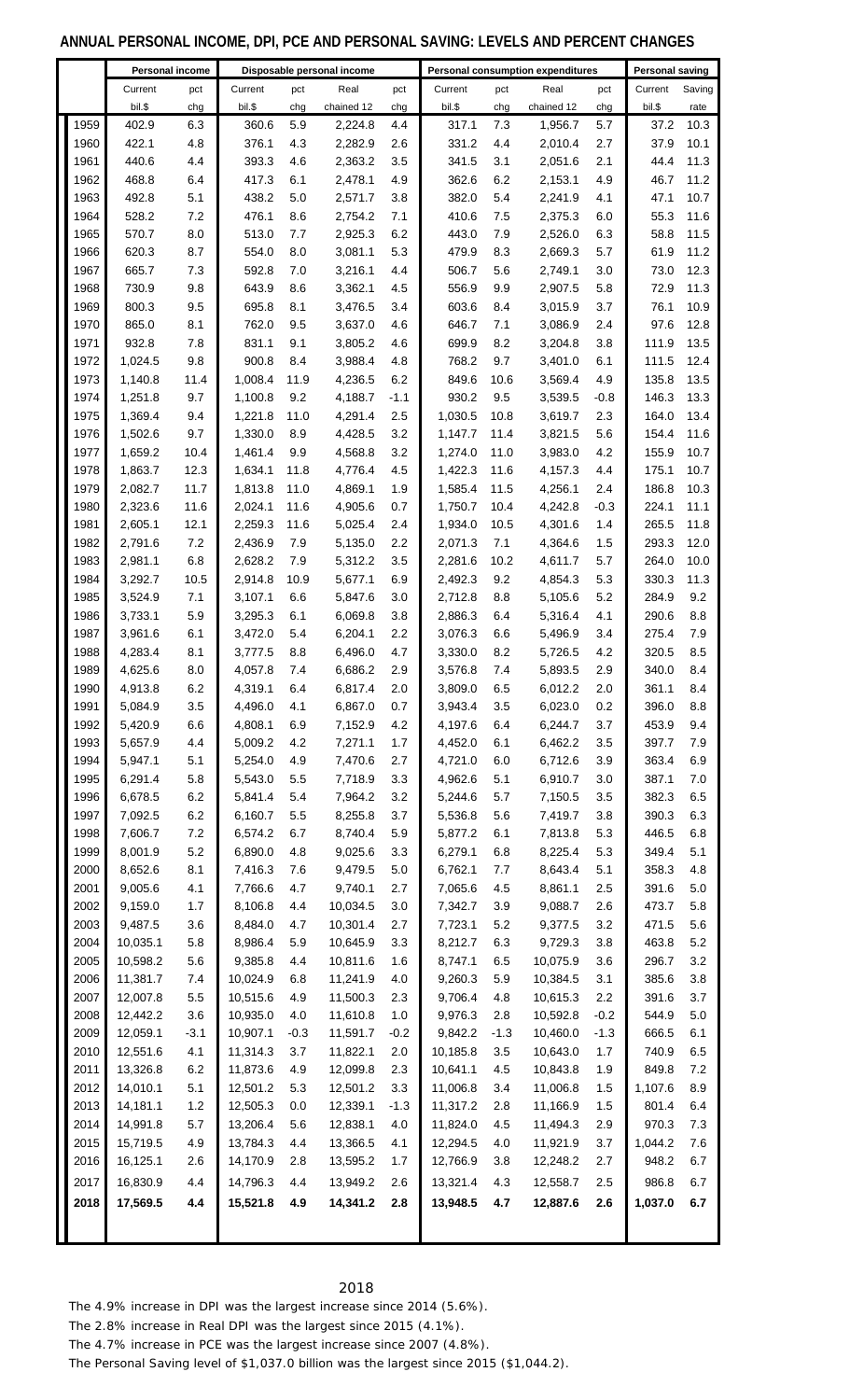# ANNUAL PERSONAL INCOME, DPI, PCE AND PERSONAL SAVING: LEVELS AND PERCENT CHANGES

| | Personal income | | Disposable personal income | | | | Personal consumption expenditures | | | | Personal saving | |
|---|---|---|---|---|---|---|---|---|---|---|---|---|
| | Current | pct | Current | pct | Real | pct | Current | pct | Real | pct | Current | Saving |
| | bil.$ | chg | bil.$ | chg | chained 12 | chg | bil.$ | chg | chained 12 | chg | bil.$ | rate |
| 1959 | 402.9 | 6.3 | 360.6 | 5.9 | 2,224.8 | 4.4 | 317.1 | 7.3 | 1,956.7 | 5.7 | 37.2 | 10.3 |
| 1960 | 422.1 | 4.8 | 376.1 | 4.3 | 2,282.9 | 2.6 | 331.2 | 4.4 | 2,010.4 | 2.7 | 37.9 | 10.1 |
| 1961 | 440.6 | 4.4 | 393.3 | 4.6 | 2,363.2 | 3.5 | 341.5 | 3.1 | 2,051.6 | 2.1 | 44.4 | 11.3 |
| 1962 | 468.8 | 6.4 | 417.3 | 6.1 | 2,478.1 | 4.9 | 362.6 | 6.2 | 2,153.1 | 4.9 | 46.7 | 11.2 |
| 1963 | 492.8 | 5.1 | 438.2 | 5.0 | 2,571.7 | 3.8 | 382.0 | 5.4 | 2,241.9 | 4.1 | 47.1 | 10.7 |
| 1964 | 528.2 | 7.2 | 476.1 | 8.6 | 2,754.2 | 7.1 | 410.6 | 7.5 | 2,375.3 | 6.0 | 55.3 | 11.6 |
| 1965 | 570.7 | 8.0 | 513.0 | 7.7 | 2,925.3 | 6.2 | 443.0 | 7.9 | 2,526.0 | 6.3 | 58.8 | 11.5 |
| 1966 | 620.3 | 8.7 | 554.0 | 8.0 | 3,081.1 | 5.3 | 479.9 | 8.3 | 2,669.3 | 5.7 | 61.9 | 11.2 |
| 1967 | 665.7 | 7.3 | 592.8 | 7.0 | 3,216.1 | 4.4 | 506.7 | 5.6 | 2,749.1 | 3.0 | 73.0 | 12.3 |
| 1968 | 730.9 | 9.8 | 643.9 | 8.6 | 3,362.1 | 4.5 | 556.9 | 9.9 | 2,907.5 | 5.8 | 72.9 | 11.3 |
| 1969 | 800.3 | 9.5 | 695.8 | 8.1 | 3,476.5 | 3.4 | 603.6 | 8.4 | 3,015.9 | 3.7 | 76.1 | 10.9 |
| 1970 | 865.0 | 8.1 | 762.0 | 9.5 | 3,637.0 | 4.6 | 646.7 | 7.1 | 3,086.9 | 2.4 | 97.6 | 12.8 |
| 1971 | 932.8 | 7.8 | 831.1 | 9.1 | 3,805.2 | 4.6 | 699.9 | 8.2 | 3,204.8 | 3.8 | 111.9 | 13.5 |
| 1972 | 1,024.5 | 9.8 | 900.8 | 8.4 | 3,988.4 | 4.8 | 768.2 | 9.7 | 3,401.0 | 6.1 | 111.5 | 12.4 |
| 1973 | 1,140.8 | 11.4 | 1,008.4 | 11.9 | 4,236.5 | 6.2 | 849.6 | 10.6 | 3,569.4 | 4.9 | 135.8 | 13.5 |
| 1974 | 1,251.8 | 9.7 | 1,100.8 | 9.2 | 4,188.7 | -1.1 | 930.2 | 9.5 | 3,539.5 | -0.8 | 146.3 | 13.3 |
| 1975 | 1,369.4 | 9.4 | 1,221.8 | 11.0 | 4,291.4 | 2.5 | 1,030.5 | 10.8 | 3,619.7 | 2.3 | 164.0 | 13.4 |
| 1976 | 1,502.6 | 9.7 | 1,330.0 | 8.9 | 4,428.5 | 3.2 | 1,147.7 | 11.4 | 3,821.5 | 5.6 | 154.4 | 11.6 |
| 1977 | 1,659.2 | 10.4 | 1,461.4 | 9.9 | 4,568.8 | 3.2 | 1,274.0 | 11.0 | 3,983.0 | 4.2 | 155.9 | 10.7 |
| 1978 | 1,863.7 | 12.3 | 1,634.1 | 11.8 | 4,776.4 | 4.5 | 1,422.3 | 11.6 | 4,157.3 | 4.4 | 175.1 | 10.7 |
| 1979 | 2,082.7 | 11.7 | 1,813.8 | 11.0 | 4,869.1 | 1.9 | 1,585.4 | 11.5 | 4,256.1 | 2.4 | 186.8 | 10.3 |
| 1980 | 2,323.6 | 11.6 | 2,024.1 | 11.6 | 4,905.6 | 0.7 | 1,750.7 | 10.4 | 4,242.8 | -0.3 | 224.1 | 11.1 |
| 1981 | 2,605.1 | 12.1 | 2,259.3 | 11.6 | 5,025.4 | 2.4 | 1,934.0 | 10.5 | 4,301.6 | 1.4 | 265.5 | 11.8 |
| 1982 | 2,791.6 | 7.2 | 2,436.9 | 7.9 | 5,135.0 | 2.2 | 2,071.3 | 7.1 | 4,364.6 | 1.5 | 293.3 | 12.0 |
| 1983 | 2,981.1 | 6.8 | 2,628.2 | 7.9 | 5,312.2 | 3.5 | 2,281.6 | 10.2 | 4,611.7 | 5.7 | 264.0 | 10.0 |
| 1984 | 3,292.7 | 10.5 | 2,914.8 | 10.9 | 5,677.1 | 6.9 | 2,492.3 | 9.2 | 4,854.3 | 5.3 | 330.3 | 11.3 |
| 1985 | 3,524.9 | 7.1 | 3,107.1 | 6.6 | 5,847.6 | 3.0 | 2,712.8 | 8.8 | 5,105.6 | 5.2 | 284.9 | 9.2 |
| 1986 | 3,733.1 | 5.9 | 3,295.3 | 6.1 | 6,069.8 | 3.8 | 2,886.3 | 6.4 | 5,316.4 | 4.1 | 290.6 | 8.8 |
| 1987 | 3,961.6 | 6.1 | 3,472.0 | 5.4 | 6,204.1 | 2.2 | 3,076.3 | 6.6 | 5,496.9 | 3.4 | 275.4 | 7.9 |
| 1988 | 4,283.4 | 8.1 | 3,777.5 | 8.8 | 6,496.0 | 4.7 | 3,330.0 | 8.2 | 5,726.5 | 4.2 | 320.5 | 8.5 |
| 1989 | 4,625.6 | 8.0 | 4,057.8 | 7.4 | 6,686.2 | 2.9 | 3,576.8 | 7.4 | 5,893.5 | 2.9 | 340.0 | 8.4 |
| 1990 | 4,913.8 | 6.2 | 4,319.1 | 6.4 | 6,817.4 | 2.0 | 3,809.0 | 6.5 | 6,012.2 | 2.0 | 361.1 | 8.4 |
| 1991 | 5,084.9 | 3.5 | 4,496.0 | 4.1 | 6,867.0 | 0.7 | 3,943.4 | 3.5 | 6,023.0 | 0.2 | 396.0 | 8.8 |
| 1992 | 5,420.9 | 6.6 | 4,808.1 | 6.9 | 7,152.9 | 4.2 | 4,197.6 | 6.4 | 6,244.7 | 3.7 | 453.9 | 9.4 |
| 1993 | 5,657.9 | 4.4 | 5,009.2 | 4.2 | 7,271.1 | 1.7 | 4,452.0 | 6.1 | 6,462.2 | 3.5 | 397.7 | 7.9 |
| 1994 | 5,947.1 | 5.1 | 5,254.0 | 4.9 | 7,470.6 | 2.7 | 4,721.0 | 6.0 | 6,712.6 | 3.9 | 363.4 | 6.9 |
| 1995 | 6,291.4 | 5.8 | 5,543.0 | 5.5 | 7,718.9 | 3.3 | 4,962.6 | 5.1 | 6,910.7 | 3.0 | 387.1 | 7.0 |
| 1996 | 6,678.5 | 6.2 | 5,841.4 | 5.4 | 7,964.2 | 3.2 | 5,244.6 | 5.7 | 7,150.5 | 3.5 | 382.3 | 6.5 |
| 1997 | 7,092.5 | 6.2 | 6,160.7 | 5.5 | 8,255.8 | 3.7 | 5,536.8 | 5.6 | 7,419.7 | 3.8 | 390.3 | 6.3 |
| 1998 | 7,606.7 | 7.2 | 6,574.2 | 6.7 | 8,740.4 | 5.9 | 5,877.2 | 6.1 | 7,813.8 | 5.3 | 446.5 | 6.8 |
| 1999 | 8,001.9 | 5.2 | 6,890.0 | 4.8 | 9,025.6 | 3.3 | 6,279.1 | 6.8 | 8,225.4 | 5.3 | 349.4 | 5.1 |
| 2000 | 8,652.6 | 8.1 | 7,416.3 | 7.6 | 9,479.5 | 5.0 | 6,762.1 | 7.7 | 8,643.4 | 5.1 | 358.3 | 4.8 |
| 2001 | 9,005.6 | 4.1 | 7,766.6 | 4.7 | 9,740.1 | 2.7 | 7,065.6 | 4.5 | 8,861.1 | 2.5 | 391.6 | 5.0 |
| 2002 | 9,159.0 | 1.7 | 8,106.8 | 4.4 | 10,034.5 | 3.0 | 7,342.7 | 3.9 | 9,088.7 | 2.6 | 473.7 | 5.8 |
| 2003 | 9,487.5 | 3.6 | 8,484.0 | 4.7 | 10,301.4 | 2.7 | 7,723.1 | 5.2 | 9,377.5 | 3.2 | 471.5 | 5.6 |
| 2004 | 10,035.1 | 5.8 | 8,986.4 | 5.9 | 10,645.9 | 3.3 | 8,212.7 | 6.3 | 9,729.3 | 3.8 | 463.8 | 5.2 |
| 2005 | 10,598.2 | 5.6 | 9,385.8 | 4.4 | 10,811.6 | 1.6 | 8,747.1 | 6.5 | 10,075.9 | 3.6 | 296.7 | 3.2 |
| 2006 | 11,381.7 | 7.4 | 10,024.9 | 6.8 | 11,241.9 | 4.0 | 9,260.3 | 5.9 | 10,384.5 | 3.1 | 385.6 | 3.8 |
| 2007 | 12,007.8 | 5.5 | 10,515.6 | 4.9 | 11,500.3 | 2.3 | 9,706.4 | 4.8 | 10,615.3 | 2.2 | 391.6 | 3.7 |
| 2008 | 12,442.2 | 3.6 | 10,935.0 | 4.0 | 11,610.8 | 1.0 | 9,976.3 | 2.8 | 10,592.8 | -0.2 | 544.9 | 5.0 |
| 2009 | 12,059.1 | -3.1 | 10,907.1 | -0.3 | 11,591.7 | -0.2 | 9,842.2 | -1.3 | 10,460.0 | -1.3 | 666.5 | 6.1 |
| 2010 | 12,551.6 | 4.1 | 11,314.3 | 3.7 | 11,822.1 | 2.0 | 10,185.8 | 3.5 | 10,643.0 | 1.7 | 740.9 | 6.5 |
| 2011 | 13,326.8 | 6.2 | 11,873.6 | 4.9 | 12,099.8 | 2.3 | 10,641.1 | 4.5 | 10,843.8 | 1.9 | 849.8 | 7.2 |
| 2012 | 14,010.1 | 5.1 | 12,501.2 | 5.3 | 12,501.2 | 3.3 | 11,006.8 | 3.4 | 11,006.8 | 1.5 | 1,107.6 | 8.9 |
| 2013 | 14,181.1 | 1.2 | 12,505.3 | 0.0 | 12,339.1 | -1.3 | 11,317.2 | 2.8 | 11,166.9 | 1.5 | 801.4 | 6.4 |
| 2014 | 14,991.8 | 5.7 | 13,206.4 | 5.6 | 12,838.1 | 4.0 | 11,824.0 | 4.5 | 11,494.3 | 2.9 | 970.3 | 7.3 |
| 2015 | 15,719.5 | 4.9 | 13,784.3 | 4.4 | 13,366.5 | 4.1 | 12,294.5 | 4.0 | 11,921.9 | 3.7 | 1,044.2 | 7.6 |
| 2016 | 16,125.1 | 2.6 | 14,170.9 | 2.8 | 13,595.2 | 1.7 | 12,766.9 | 3.8 | 12,248.2 | 2.7 | 948.2 | 6.7 |
| 2017 | 16,830.9 | 4.4 | 14,796.3 | 4.4 | 13,949.2 | 2.6 | 13,321.4 | 4.3 | 12,558.7 | 2.5 | 986.8 | 6.7 |
| **2018** | **17,569.5** | **4.4** | **15,521.8** | **4.9** | **14,341.2** | **2.8** | **13,948.5** | **4.7** | **12,887.6** | **2.6** | **1,037.0** | **6.7** |

2018

The 4.9% increase in DPI was the largest increase since 2014 (5.6%).

The 2.8% increase in Real DPI was the largest since 2015 (4.1%).

The 4.7% increase in PCE was the largest increase since 2007 (4.8%).

The Personal Saving level of $1,037.0 billion was the largest since 2015 ($1,044.2).